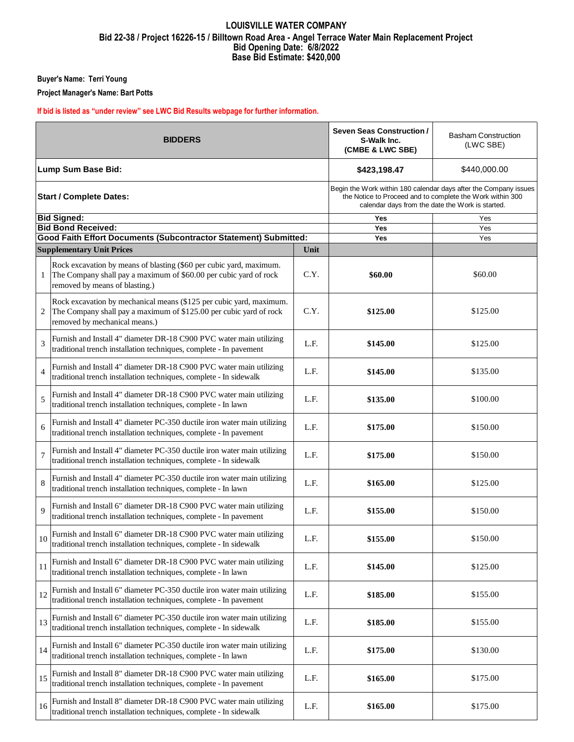# LOUISVILLE WATER COMPANY

## Bid 22-38 / Project 16226-15 / Billtown Road Area - Angel Terrace Water Main Replacement Project

**Bid Opening Date: 6/8/2022**

**Base Bid Estimate: $420,000**

**Buyer's Name: Terri Young**

**Project Manager's Name: Bart Potts**

**If bid is listed as "under review" see LWC Bid Results webpage for further information.**

| BIDDERS | | | Seven Seas Construction / S-Walk Inc. (CMBE & LWC SBE) | Basham Construction (LWC SBE) |
|---|---|---|---|---|
| **Lump Sum Base Bid:** | | | **$423,198.47** | $440,000.00 |
| **Start / Complete Dates:** | | | Begin the Work within 180 calendar days after the Company issues the Notice to Proceed and to complete the Work within 300 calendar days from the date the Work is started. | |
| **Bid Signed:** | | | Yes | Yes |
| **Bid Bond Received:** | | | Yes | Yes |
| **Good Faith Effort Documents (Subcontractor Statement) Submitted:** | | | Yes | Yes |
| **Supplementary Unit Prices** | | **Unit** | | |
| 1 | Rock excavation by means of blasting ($60 per cubic yard, maximum. The Company shall pay a maximum of $60.00 per cubic yard of rock removed by means of blasting.) | C.Y. | **$60.00** | $60.00 |
| 2 | Rock excavation by mechanical means ($125 per cubic yard, maximum. The Company shall pay a maximum of $125.00 per cubic yard of rock removed by mechanical means.) | C.Y. | **$125.00** | $125.00 |
| 3 | Furnish and Install 4" diameter DR-18 C900 PVC water main utilizing traditional trench installation techniques, complete - In pavement | L.F. | **$145.00** | $125.00 |
| 4 | Furnish and Install 4" diameter DR-18 C900 PVC water main utilizing traditional trench installation techniques, complete - In sidewalk | L.F. | **$145.00** | $135.00 |
| 5 | Furnish and Install 4" diameter DR-18 C900 PVC water main utilizing traditional trench installation techniques, complete - In lawn | L.F. | **$135.00** | $100.00 |
| 6 | Furnish and Install 4" diameter PC-350 ductile iron water main utilizing traditional trench installation techniques, complete - In pavement | L.F. | **$175.00** | $150.00 |
| 7 | Furnish and Install 4" diameter PC-350 ductile iron water main utilizing traditional trench installation techniques, complete - In sidewalk | L.F. | **$175.00** | $150.00 |
| 8 | Furnish and Install 4" diameter PC-350 ductile iron water main utilizing traditional trench installation techniques, complete - In lawn | L.F. | **$165.00** | $125.00 |
| 9 | Furnish and Install 6" diameter DR-18 C900 PVC water main utilizing traditional trench installation techniques, complete - In pavement | L.F. | **$155.00** | $150.00 |
| 10 | Furnish and Install 6" diameter DR-18 C900 PVC water main utilizing traditional trench installation techniques, complete - In sidewalk | L.F. | **$155.00** | $150.00 |
| 11 | Furnish and Install 6" diameter DR-18 C900 PVC water main utilizing traditional trench installation techniques, complete - In lawn | L.F. | **$145.00** | $125.00 |
| 12 | Furnish and Install 6" diameter PC-350 ductile iron water main utilizing traditional trench installation techniques, complete - In pavement | L.F. | **$185.00** | $155.00 |
| 13 | Furnish and Install 6" diameter PC-350 ductile iron water main utilizing traditional trench installation techniques, complete - In sidewalk | L.F. | **$185.00** | $155.00 |
| 14 | Furnish and Install 6" diameter PC-350 ductile iron water main utilizing traditional trench installation techniques, complete - In lawn | L.F. | **$175.00** | $130.00 |
| 15 | Furnish and Install 8" diameter DR-18 C900 PVC water main utilizing traditional trench installation techniques, complete - In pavement | L.F. | **$165.00** | $175.00 |
| 16 | Furnish and Install 8" diameter DR-18 C900 PVC water main utilizing traditional trench installation techniques, complete - In sidewalk | L.F. | **$165.00** | $175.00 |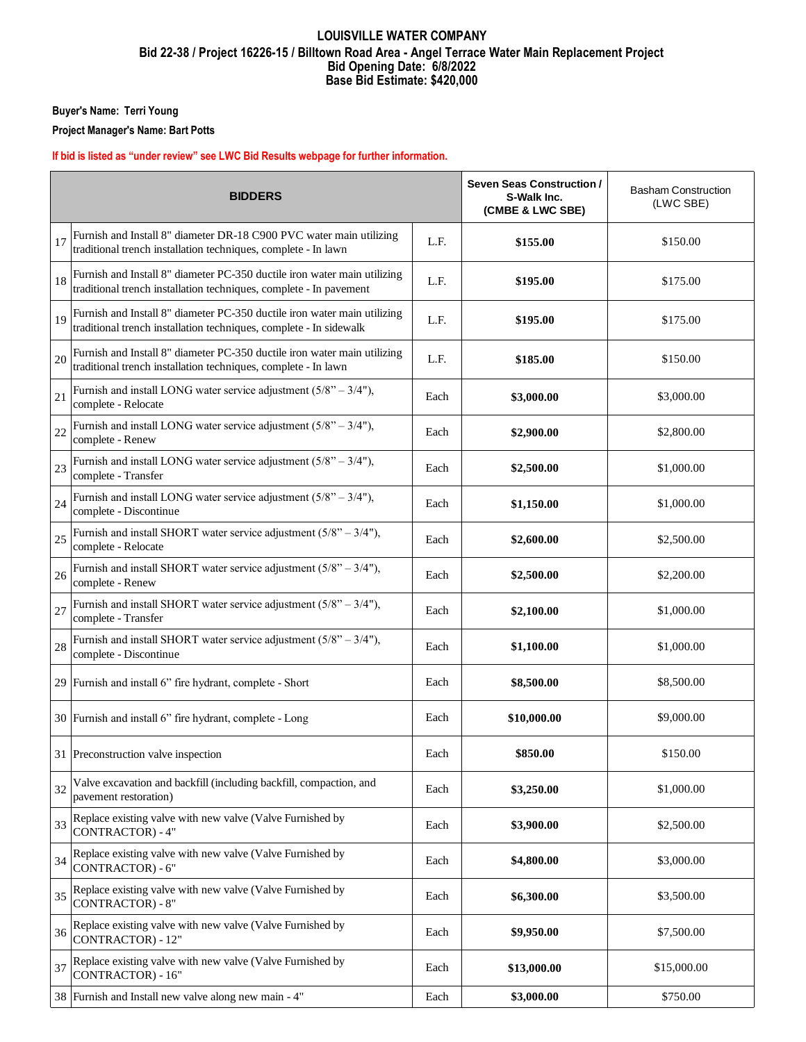## LOUISVILLE WATER COMPANY

### Bid 22-38 / Project 16226-15 / Billtown Road Area - Angel Terrace Water Main Replacement Project
### Bid Opening Date: 6/8/2022
### Base Bid Estimate: $420,000

**Buyer's Name: Terri Young**

**Project Manager's Name: Bart Potts**

**If bid is listed as "under review" see LWC Bid Results webpage for further information.**

| BIDDERS | | | Seven Seas Construction / S-Walk Inc. (CMBE & LWC SBE) | Basham Construction (LWC SBE) |
|---|---|---|---|---|
| 17 | Furnish and Install 8" diameter DR-18 C900 PVC water main utilizing traditional trench installation techniques, complete - In lawn | L.F. | **$155.00** | $150.00 |
| 18 | Furnish and Install 8" diameter PC-350 ductile iron water main utilizing traditional trench installation techniques, complete - In pavement | L.F. | **$195.00** | $175.00 |
| 19 | Furnish and Install 8" diameter PC-350 ductile iron water main utilizing traditional trench installation techniques, complete - In sidewalk | L.F. | **$195.00** | $175.00 |
| 20 | Furnish and Install 8" diameter PC-350 ductile iron water main utilizing traditional trench installation techniques, complete - In lawn | L.F. | **$185.00** | $150.00 |
| 21 | Furnish and install LONG water service adjustment (5/8" – 3/4"), complete - Relocate | Each | **$3,000.00** | $3,000.00 |
| 22 | Furnish and install LONG water service adjustment (5/8" – 3/4"), complete - Renew | Each | **$2,900.00** | $2,800.00 |
| 23 | Furnish and install LONG water service adjustment (5/8" – 3/4"), complete - Transfer | Each | **$2,500.00** | $1,000.00 |
| 24 | Furnish and install LONG water service adjustment (5/8" – 3/4"), complete - Discontinue | Each | **$1,150.00** | $1,000.00 |
| 25 | Furnish and install SHORT water service adjustment (5/8" – 3/4"), complete - Relocate | Each | **$2,600.00** | $2,500.00 |
| 26 | Furnish and install SHORT water service adjustment (5/8" – 3/4"), complete - Renew | Each | **$2,500.00** | $2,200.00 |
| 27 | Furnish and install SHORT water service adjustment (5/8" – 3/4"), complete - Transfer | Each | **$2,100.00** | $1,000.00 |
| 28 | Furnish and install SHORT water service adjustment (5/8" – 3/4"), complete - Discontinue | Each | **$1,100.00** | $1,000.00 |
| 29 | Furnish and install 6" fire hydrant, complete - Short | Each | **$8,500.00** | $8,500.00 |
| 30 | Furnish and install 6" fire hydrant, complete - Long | Each | **$10,000.00** | $9,000.00 |
| 31 | Preconstruction valve inspection | Each | **$850.00** | $150.00 |
| 32 | Valve excavation and backfill (including backfill, compaction, and pavement restoration) | Each | **$3,250.00** | $1,000.00 |
| 33 | Replace existing valve with new valve (Valve Furnished by CONTRACTOR) - 4" | Each | **$3,900.00** | $2,500.00 |
| 34 | Replace existing valve with new valve (Valve Furnished by CONTRACTOR) - 6" | Each | **$4,800.00** | $3,000.00 |
| 35 | Replace existing valve with new valve (Valve Furnished by CONTRACTOR) - 8" | Each | **$6,300.00** | $3,500.00 |
| 36 | Replace existing valve with new valve (Valve Furnished by CONTRACTOR) - 12" | Each | **$9,950.00** | $7,500.00 |
| 37 | Replace existing valve with new valve (Valve Furnished by CONTRACTOR) - 16" | Each | **$13,000.00** | $15,000.00 |
| 38 | Furnish and Install new valve along new main - 4" | Each | **$3,000.00** | $750.00 |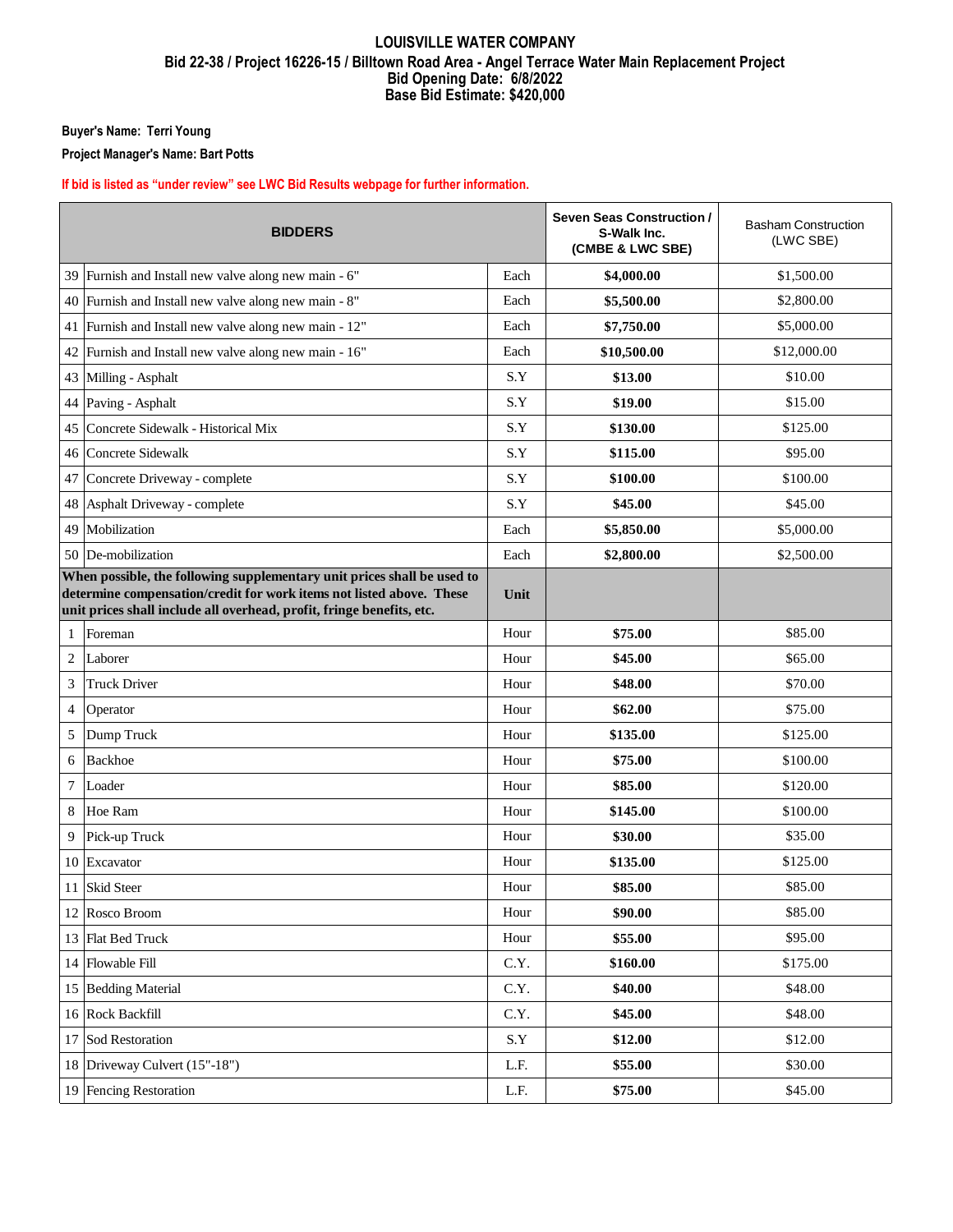**LOUISVILLE WATER COMPANY**
**Bid 22-38 / Project 16226-15 / Billtown Road Area - Angel Terrace Water Main Replacement Project**
**Bid Opening Date: 6/8/2022**
**Base Bid Estimate: $420,000**

**Buyer's Name: Terri Young**

**Project Manager's Name: Bart Potts**

**If bid is listed as "under review" see LWC Bid Results webpage for further information.**

| BIDDERS | | | Seven Seas Construction / S-Walk Inc. (CMBE & LWC SBE) | Basham Construction (LWC SBE) |
|---|---|---|---|---|
| 39 | Furnish and Install new valve along new main - 6" | Each | **$4,000.00** | $1,500.00 |
| 40 | Furnish and Install new valve along new main - 8" | Each | **$5,500.00** | $2,800.00 |
| 41 | Furnish and Install new valve along new main - 12" | Each | **$7,750.00** | $5,000.00 |
| 42 | Furnish and Install new valve along new main - 16" | Each | **$10,500.00** | $12,000.00 |
| 43 | Milling - Asphalt | S.Y | **$13.00** | $10.00 |
| 44 | Paving - Asphalt | S.Y | **$19.00** | $15.00 |
| 45 | Concrete Sidewalk - Historical Mix | S.Y | **$130.00** | $125.00 |
| 46 | Concrete Sidewalk | S.Y | **$115.00** | $95.00 |
| 47 | Concrete Driveway - complete | S.Y | **$100.00** | $100.00 |
| 48 | Asphalt Driveway - complete | S.Y | **$45.00** | $45.00 |
| 49 | Mobilization | Each | **$5,850.00** | $5,000.00 |
| 50 | De-mobilization | Each | **$2,800.00** | $2,500.00 |
| **When possible, the following supplementary unit prices shall be used to determine compensation/credit for work items not listed above. These unit prices shall include all overhead, profit, fringe benefits, etc.** | | **Unit** | | |
| 1 | Foreman | Hour | **$75.00** | $85.00 |
| 2 | Laborer | Hour | **$45.00** | $65.00 |
| 3 | Truck Driver | Hour | **$48.00** | $70.00 |
| 4 | Operator | Hour | **$62.00** | $75.00 |
| 5 | Dump Truck | Hour | **$135.00** | $125.00 |
| 6 | Backhoe | Hour | **$75.00** | $100.00 |
| 7 | Loader | Hour | **$85.00** | $120.00 |
| 8 | Hoe Ram | Hour | **$145.00** | $100.00 |
| 9 | Pick-up Truck | Hour | **$30.00** | $35.00 |
| 10 | Excavator | Hour | **$135.00** | $125.00 |
| 11 | Skid Steer | Hour | **$85.00** | $85.00 |
| 12 | Rosco Broom | Hour | **$90.00** | $85.00 |
| 13 | Flat Bed Truck | Hour | **$55.00** | $95.00 |
| 14 | Flowable Fill | C.Y. | **$160.00** | $175.00 |
| 15 | Bedding Material | C.Y. | **$40.00** | $48.00 |
| 16 | Rock Backfill | C.Y. | **$45.00** | $48.00 |
| 17 | Sod Restoration | S.Y | **$12.00** | $12.00 |
| 18 | Driveway Culvert (15"-18") | L.F. | **$55.00** | $30.00 |
| 19 | Fencing Restoration | L.F. | **$75.00** | $45.00 |